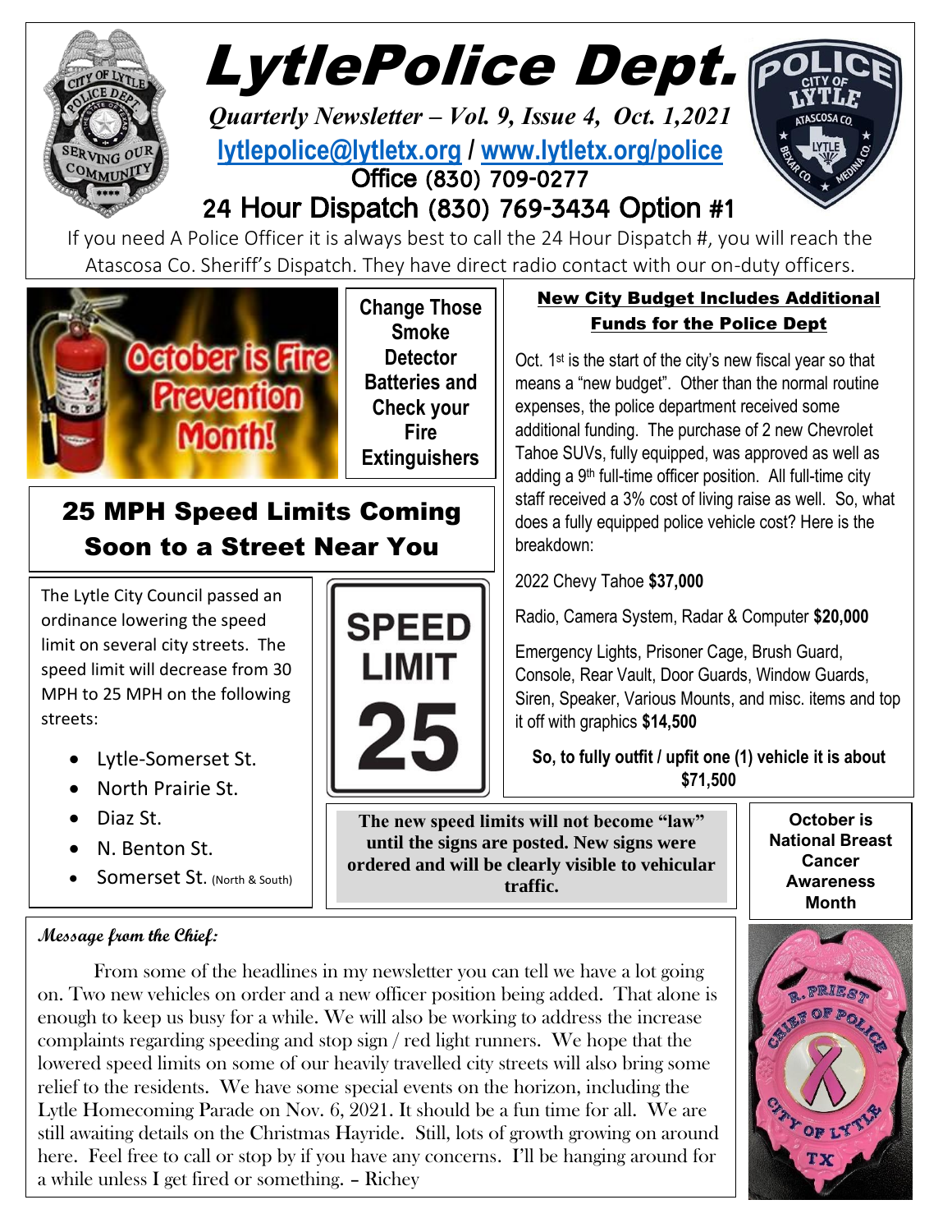# LytlePolice Dept.

***Quarterly Newsletter – Vol. 9, Issue 4, Oct. 1,2021***

**lytlepolice@lytletx.org / www.lytletx.org/police**

Office (830) 709-0277

24 Hour Dispatch (830) 769-3434 Option #1

If you need A Police Officer it is always best to call the 24 Hour Dispatch #, you will reach the Atascosa Co. Sheriff's Dispatch. They have direct radio contact with our on-duty officers.

October is Fire Prevention Month!

**Change Those Smoke Detector Batteries and Check your Fire Extinguishers**

## 25 MPH Speed Limits Coming Soon to a Street Near You

The Lytle City Council passed an ordinance lowering the speed limit on several city streets. The speed limit will decrease from 30 MPH to 25 MPH on the following streets:

- Lytle-Somerset St.
- North Prairie St.
- Diaz St.
- N. Benton St.
- Somerset St. (North & South)

**The new speed limits will not become "law" until the signs are posted. New signs were ordered and will be clearly visible to vehicular traffic.**

## New City Budget Includes Additional Funds for the Police Dept

Oct. 1st is the start of the city's new fiscal year so that means a "new budget". Other than the normal routine expenses, the police department received some additional funding. The purchase of 2 new Chevrolet Tahoe SUVs, fully equipped, was approved as well as adding a 9th full-time officer position. All full-time city staff received a 3% cost of living raise as well. So, what does a fully equipped police vehicle cost? Here is the breakdown:

2022 Chevy Tahoe **$37,000**

Radio, Camera System, Radar & Computer **$20,000**

Emergency Lights, Prisoner Cage, Brush Guard, Console, Rear Vault, Door Guards, Window Guards, Siren, Speaker, Various Mounts, and misc. items and top it off with graphics **$14,500**

**So, to fully outfit / upfit one (1) vehicle it is about $71,500**

**October is National Breast Cancer Awareness Month**

### Message from the Chief:

From some of the headlines in my newsletter you can tell we have a lot going on. Two new vehicles on order and a new officer position being added. That alone is enough to keep us busy for a while. We will also be working to address the increase complaints regarding speeding and stop sign / red light runners. We hope that the lowered speed limits on some of our heavily travelled city streets will also bring some relief to the residents. We have some special events on the horizon, including the Lytle Homecoming Parade on Nov. 6, 2021. It should be a fun time for all. We are still awaiting details on the Christmas Hayride. Still, lots of growth growing on around here. Feel free to call or stop by if you have any concerns. I'll be hanging around for a while unless I get fired or something. – Richey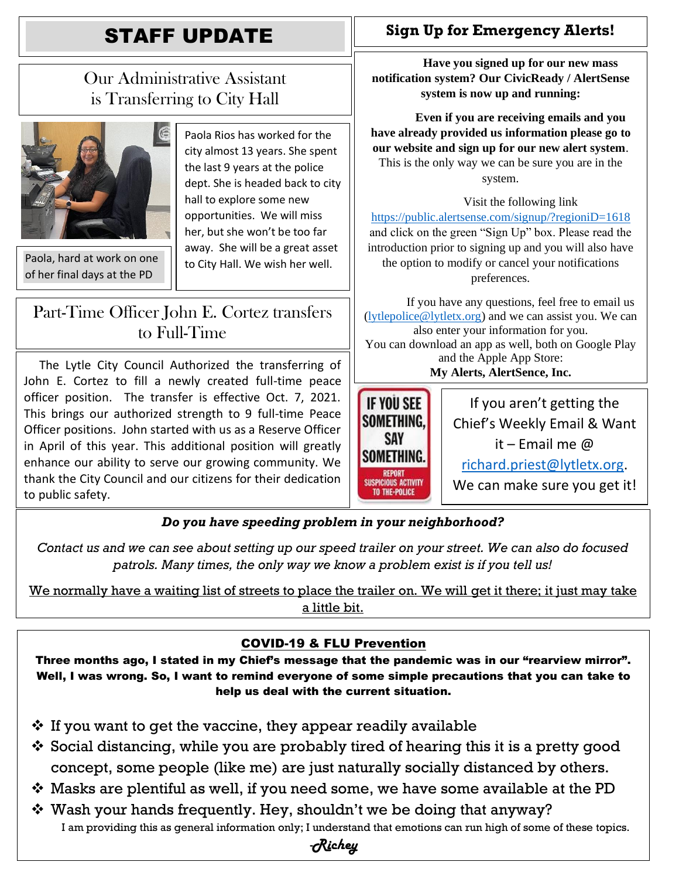# STAFF UPDATE

## Our Administrative Assistant is Transferring to City Hall

Paola Rios has worked for the city almost 13 years. She spent the last 9 years at the police dept. She is headed back to city hall to explore some new opportunities. We will miss her, but she won't be too far away. She will be a great asset to City Hall. We wish her well.

Paola, hard at work on one of her final days at the PD

## Part-Time Officer John E. Cortez transfers to Full-Time

The Lytle City Council Authorized the transferring of John E. Cortez to fill a newly created full-time peace officer position. The transfer is effective Oct. 7, 2021. This brings our authorized strength to 9 full-time Peace Officer positions. John started with us as a Reserve Officer in April of this year. This additional position will greatly enhance our ability to serve our growing community. We thank the City Council and our citizens for their dedication to public safety.

## Sign Up for Emergency Alerts!

**Have you signed up for our new mass notification system? Our CivicReady / AlertSense system is now up and running:**

**Even if you are receiving emails and you have already provided us information please go to our website and sign up for our new alert system**. This is the only way we can be sure you are in the system.

Visit the following link https://public.alertsense.com/signup/?regioniD=1618 and click on the green "Sign Up" box. Please read the introduction prior to signing up and you will also have the option to modify or cancel your notifications preferences.

If you have any questions, feel free to email us (lytlepolice@lytletx.org) and we can assist you. We can also enter your information for you.
You can download an app as well, both on Google Play and the Apple App Store:
**My Alerts, AlertSence, Inc.**

IF YOU SEE SOMETHING, SAY SOMETHING. REPORT SUSPICIOUS ACTIVITY TO THE POLICE

If you aren't getting the Chief's Weekly Email & Want it – Email me @ richard.priest@lytletx.org. We can make sure you get it!

***Do you have speeding problem in your neighborhood?***

*Contact us and we can see about setting up our speed trailer on your street. We can also do focused patrols. Many times, the only way we know a problem exist is if you tell us!*

<u>We normally have a waiting list of streets to place the trailer on. We will get it there; it just may take a little bit.</u>

## <u>COVID-19 & FLU Prevention</u>

**Three months ago, I stated in my Chief's message that the pandemic was in our "rearview mirror". Well, I was wrong. So, I want to remind everyone of some simple precautions that you can take to help us deal with the current situation.**

- If you want to get the vaccine, they appear readily available
- Social distancing, while you are probably tired of hearing this it is a pretty good concept, some people (like me) are just naturally socially distanced by others.
- Masks are plentiful as well, if you need some, we have some available at the PD
- Wash your hands frequently. Hey, shouldn't we be doing that anyway?

I am providing this as general information only; I understand that emotions can run high of some of these topics.

*-Richey*